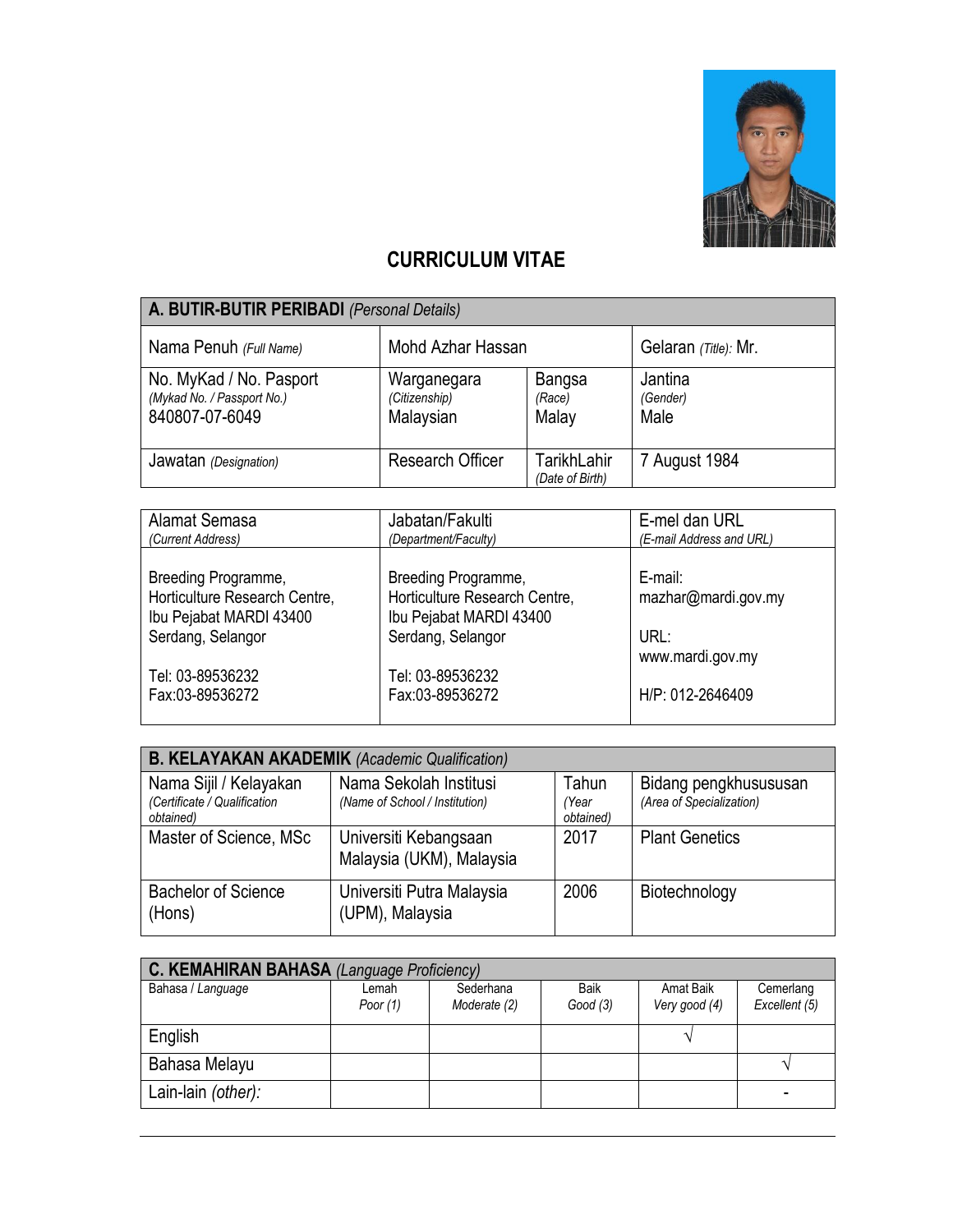# CURRICULUM VITAE

| A. BUTIR-BUTIR PERIBADI *(Personal Details)* | | | |
|---|---|---|---|
| Nama Penuh *(Full Name)* | Mohd Azhar Hassan | | Gelaran *(Title)*: Mr. |
| No. MyKad / No. Pasport *(Mykad No. / Passport No.)* 840807-07-6049 | Warganegara *(Citizenship)* Malaysian | Bangsa *(Race)* Malay | Jantina *(Gender)* Male |
| Jawatan *(Designation)* | Research Officer | TarikhLahir *(Date of Birth)* | 7 August 1984 |

| Alamat Semasa *(Current Address)* | Jabatan/Fakulti *(Department/Faculty)* | E-mel dan URL *(E-mail Address and URL)* |
|---|---|---|
| Breeding Programme, Horticulture Research Centre, Ibu Pejabat MARDI 43400 Serdang, Selangor<br><br>Tel: 03-89536232<br>Fax:03-89536272 | Breeding Programme, Horticulture Research Centre, Ibu Pejabat MARDI 43400 Serdang, Selangor<br><br>Tel: 03-89536232<br>Fax:03-89536272 | E-mail: mazhar@mardi.gov.my<br><br>URL: www.mardi.gov.my<br><br>H/P: 012-2646409 |

| B. KELAYAKAN AKADEMIK *(Academic Qualification)* | | | |
|---|---|---|---|
| Nama Sijil / Kelayakan *(Certificate / Qualification obtained)* | Nama Sekolah Institusi *(Name of School / Institution)* | Tahun *(Year obtained)* | Bidang pengkhususan *(Area of Specialization)* |
| Master of Science, MSc | Universiti Kebangsaan Malaysia (UKM), Malaysia | 2017 | Plant Genetics |
| Bachelor of Science (Hons) | Universiti Putra Malaysia (UPM), Malaysia | 2006 | Biotechnology |

| C. KEMAHIRAN BAHASA *(Language Proficiency)* | | | | | |
|---|---|---|---|---|---|
| Bahasa / *Language* | Lemah *Poor (1)* | Sederhana *Moderate (2)* | Baik *Good (3)* | Amat Baik *Very good (4)* | Cemerlang *Excellent (5)* |
| English | | | | √ | |
| Bahasa Melayu | | | | | √ |
| Lain-lain *(other)*: | | | | | - |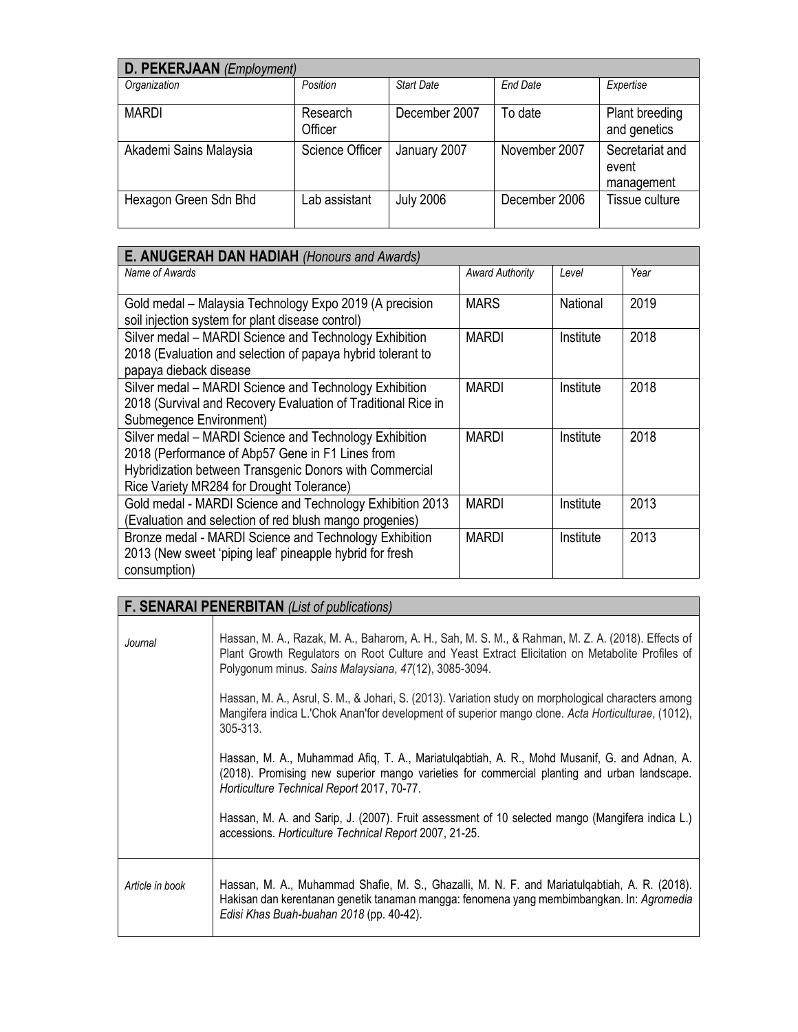| **D. PEKERJAAN** *(Employment)* | | | | |
|---|---|---|---|---|
| *Organization* | *Position* | *Start Date* | *End Date* | *Expertise* |
| MARDI | Research Officer | December 2007 | To date | Plant breeding and genetics |
| Akademi Sains Malaysia | Science Officer | January 2007 | November 2007 | Secretariat and event management |
| Hexagon Green Sdn Bhd | Lab assistant | July 2006 | December 2006 | Tissue culture |

| **E. ANUGERAH DAN HADIAH** *(Honours and Awards)* | | | |
|---|---|---|---|
| *Name of Awards* | *Award Authority* | *Level* | *Year* |
| Gold medal – Malaysia Technology Expo 2019 (A precision soil injection system for plant disease control) | MARS | National | 2019 |
| Silver medal – MARDI Science and Technology Exhibition 2018 (Evaluation and selection of papaya hybrid tolerant to papaya dieback disease | MARDI | Institute | 2018 |
| Silver medal – MARDI Science and Technology Exhibition 2018 (Survival and Recovery Evaluation of Traditional Rice in Submegence Environment) | MARDI | Institute | 2018 |
| Silver medal – MARDI Science and Technology Exhibition 2018 (Performance of Abp57 Gene in F1 Lines from Hybridization between Transgenic Donors with Commercial Rice Variety MR284 for Drought Tolerance) | MARDI | Institute | 2018 |
| Gold medal - MARDI Science and Technology Exhibition 2013 (Evaluation and selection of red blush mango progenies) | MARDI | Institute | 2013 |
| Bronze medal - MARDI Science and Technology Exhibition 2013 (New sweet 'piping leaf' pineapple hybrid for fresh consumption) | MARDI | Institute | 2013 |

| **F. SENARAI PENERBITAN** *(List of publications)* | |
|---|---|
| *Journal* | Hassan, M. A., Razak, M. A., Baharom, A. H., Sah, M. S. M., & Rahman, M. Z. A. (2018). Effects of Plant Growth Regulators on Root Culture and Yeast Extract Elicitation on Metabolite Profiles of Polygonum minus. *Sains Malaysiana*, *47*(12), 3085-3094.<br><br>Hassan, M. A., Asrul, S. M., & Johari, S. (2013). Variation study on morphological characters among Mangifera indica L.'Chok Anan'for development of superior mango clone. *Acta Horticulturae*, (1012), 305-313.<br><br>Hassan, M. A., Muhammad Afiq, T. A., Mariatulqabtiah, A. R., Mohd Musanif, G. and Adnan, A. (2018). Promising new superior mango varieties for commercial planting and urban landscape. *Horticulture Technical Report* 2017, 70-77.<br><br>Hassan, M. A. and Sarip, J. (2007). Fruit assessment of 10 selected mango (Mangifera indica L.) accessions. *Horticulture Technical Report* 2007, 21-25. |
| *Article in book* | Hassan, M. A., Muhammad Shafie, M. S., Ghazalli, M. N. F. and Mariatulqabtiah, A. R. (2018). Hakisan dan kerentanan genetik tanaman mangga: fenomena yang membimbangkan. In: *Agromedia Edisi Khas Buah-buahan 2018* (pp. 40-42). |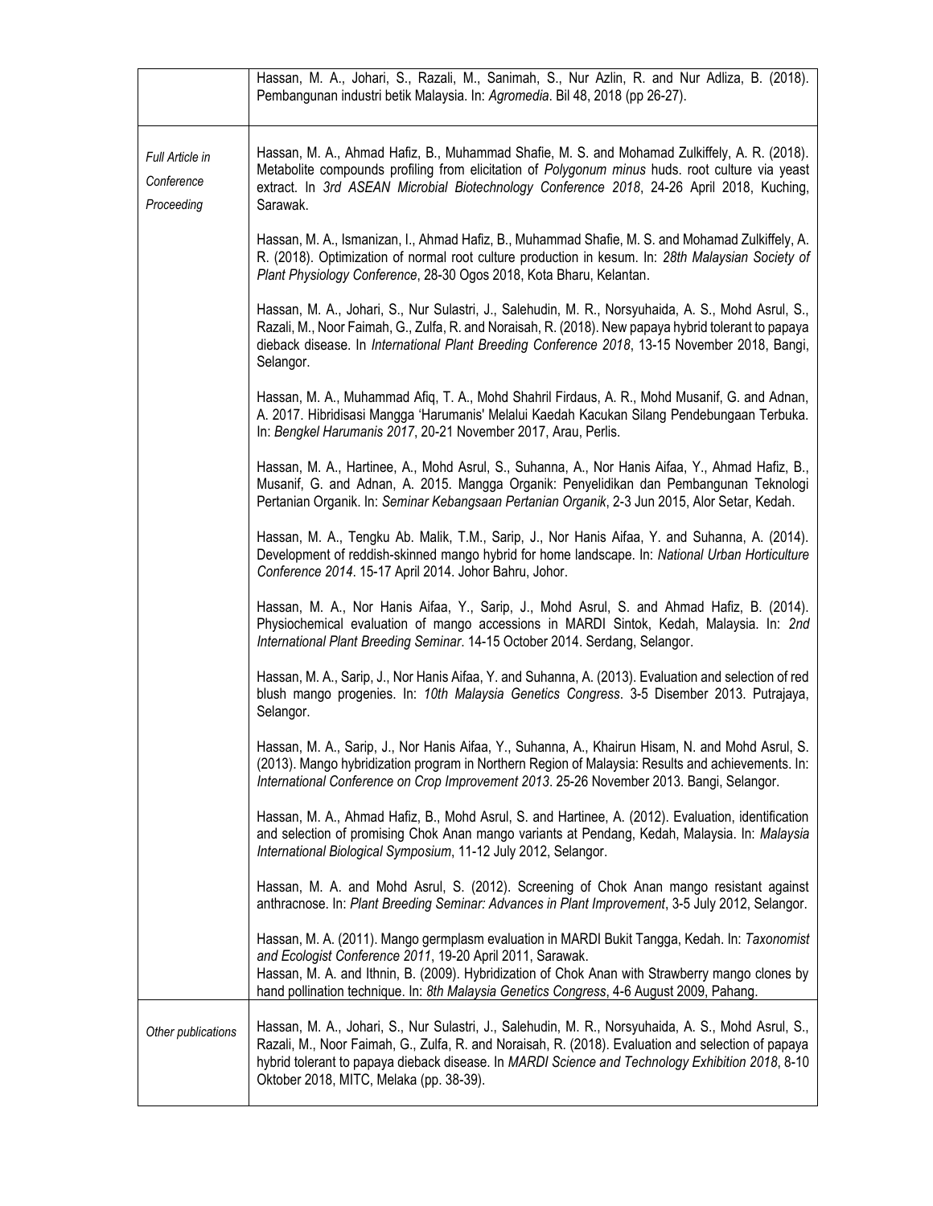| | |
|---|---|
| | Hassan, M. A., Johari, S., Razali, M., Sanimah, S., Nur Azlin, R. and Nur Adliza, B. (2018). Pembangunan industri betik Malaysia. In: *Agromedia*. Bil 48, 2018 (pp 26-27). |
| *Full Article in Conference Proceeding* | Hassan, M. A., Ahmad Hafiz, B., Muhammad Shafie, M. S. and Mohamad Zulkiffely, A. R. (2018). Metabolite compounds profiling from elicitation of *Polygonum minus* huds. root culture via yeast extract. In *3rd ASEAN Microbial Biotechnology Conference 2018*, 24-26 April 2018, Kuching, Sarawak.<br><br>Hassan, M. A., Ismanizan, I., Ahmad Hafiz, B., Muhammad Shafie, M. S. and Mohamad Zulkiffely, A. R. (2018). Optimization of normal root culture production in kesum. In: *28th Malaysian Society of Plant Physiology Conference*, 28-30 Ogos 2018, Kota Bharu, Kelantan.<br><br>Hassan, M. A., Johari, S., Nur Sulastri, J., Salehudin, M. R., Norsyuhaida, A. S., Mohd Asrul, S., Razali, M., Noor Faimah, G., Zulfa, R. and Noraisah, R. (2018). New papaya hybrid tolerant to papaya dieback disease. In *International Plant Breeding Conference 2018*, 13-15 November 2018, Bangi, Selangor.<br><br>Hassan, M. A., Muhammad Afiq, T. A., Mohd Shahril Firdaus, A. R., Mohd Musanif, G. and Adnan, A. 2017. Hibridisasi Mangga 'Harumanis' Melalui Kaedah Kacukan Silang Pendebungaan Terbuka. In: *Bengkel Harumanis 2017*, 20-21 November 2017, Arau, Perlis.<br><br>Hassan, M. A., Hartinee, A., Mohd Asrul, S., Suhanna, A., Nor Hanis Aifaa, Y., Ahmad Hafiz, B., Musanif, G. and Adnan, A. 2015. Mangga Organik: Penyelidikan dan Pembangunan Teknologi Pertanian Organik. In: *Seminar Kebangsaan Pertanian Organik*, 2-3 Jun 2015, Alor Setar, Kedah.<br><br>Hassan, M. A., Tengku Ab. Malik, T.M., Sarip, J., Nor Hanis Aifaa, Y. and Suhanna, A. (2014). Development of reddish-skinned mango hybrid for home landscape. In: *National Urban Horticulture Conference 2014*. 15-17 April 2014. Johor Bahru, Johor.<br><br>Hassan, M. A., Nor Hanis Aifaa, Y., Sarip, J., Mohd Asrul, S. and Ahmad Hafiz, B. (2014). Physiochemical evaluation of mango accessions in MARDI Sintok, Kedah, Malaysia. In: *2nd International Plant Breeding Seminar*. 14-15 October 2014. Serdang, Selangor.<br><br>Hassan, M. A., Sarip, J., Nor Hanis Aifaa, Y. and Suhanna, A. (2013). Evaluation and selection of red blush mango progenies. In: *10th Malaysia Genetics Congress*. 3-5 Disember 2013. Putrajaya, Selangor.<br><br>Hassan, M. A., Sarip, J., Nor Hanis Aifaa, Y., Suhanna, A., Khairun Hisam, N. and Mohd Asrul, S. (2013). Mango hybridization program in Northern Region of Malaysia: Results and achievements. In: *International Conference on Crop Improvement 2013*. 25-26 November 2013. Bangi, Selangor.<br><br>Hassan, M. A., Ahmad Hafiz, B., Mohd Asrul, S. and Hartinee, A. (2012). Evaluation, identification and selection of promising Chok Anan mango variants at Pendang, Kedah, Malaysia. In: *Malaysia International Biological Symposium*, 11-12 July 2012, Selangor.<br><br>Hassan, M. A. and Mohd Asrul, S. (2012). Screening of Chok Anan mango resistant against anthracnose. In: *Plant Breeding Seminar: Advances in Plant Improvement*, 3-5 July 2012, Selangor.<br><br>Hassan, M. A. (2011). Mango germplasm evaluation in MARDI Bukit Tangga, Kedah. In: *Taxonomist and Ecologist Conference 2011*, 19-20 April 2011, Sarawak.<br>Hassan, M. A. and Ithnin, B. (2009). Hybridization of Chok Anan with Strawberry mango clones by hand pollination technique. In: *8th Malaysia Genetics Congress*, 4-6 August 2009, Pahang. |
| *Other publications* | Hassan, M. A., Johari, S., Nur Sulastri, J., Salehudin, M. R., Norsyuhaida, A. S., Mohd Asrul, S., Razali, M., Noor Faimah, G., Zulfa, R. and Noraisah, R. (2018). Evaluation and selection of papaya hybrid tolerant to papaya dieback disease. In *MARDI Science and Technology Exhibition 2018*, 8-10 Oktober 2018, MITC, Melaka (pp. 38-39). |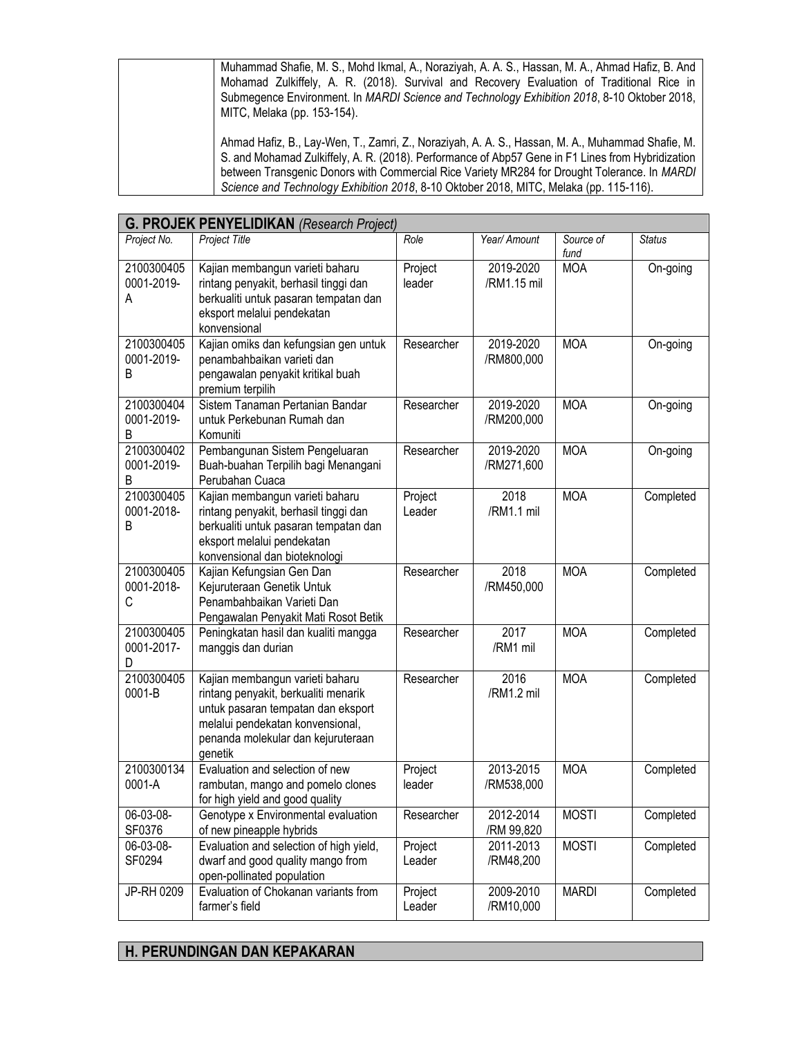| | |
|---|---|
| | Muhammad Shafie, M. S., Mohd Ikmal, A., Noraziyah, A. A. S., Hassan, M. A., Ahmad Hafiz, B. And Mohamad Zulkiffely, A. R. (2018). Survival and Recovery Evaluation of Traditional Rice in Submegence Environment. In *MARDI Science and Technology Exhibition 2018*, 8-10 Oktober 2018, MITC, Melaka (pp. 153-154). <br><br> Ahmad Hafiz, B., Lay-Wen, T., Zamri, Z., Noraziyah, A. A. S., Hassan, M. A., Muhammad Shafie, M. S. and Mohamad Zulkiffely, A. R. (2018). Performance of Abp57 Gene in F1 Lines from Hybridization between Transgenic Donors with Commercial Rice Variety MR284 for Drought Tolerance. In *MARDI Science and Technology Exhibition 2018*, 8-10 Oktober 2018, MITC, Melaka (pp. 115-116). |

## G. PROJEK PENYELIDIKAN *(Research Project)*

| *Project No.* | *Project Title* | *Role* | *Year/ Amount* | *Source of fund* | *Status* |
|---|---|---|---|---|---|
| 2100300405 0001-2019-A | Kajian membangun varieti baharu rintang penyakit, berhasil tinggi dan berkualiti untuk pasaran tempatan dan eksport melalui pendekatan konvensional | Project leader | 2019-2020 /RM1.15 mil | MOA | On-going |
| 2100300405 0001-2019-B | Kajian omiks dan kefungsian gen untuk penambahbaikan varieti dan pengawalan penyakit kritikal buah premium terpilih | Researcher | 2019-2020 /RM800,000 | MOA | On-going |
| 2100300404 0001-2019-B | Sistem Tanaman Pertanian Bandar untuk Perkebunan Rumah dan Komuniti | Researcher | 2019-2020 /RM200,000 | MOA | On-going |
| 2100300402 0001-2019-B | Pembangunan Sistem Pengeluaran Buah-buahan Terpilih bagi Menangani Perubahan Cuaca | Researcher | 2019-2020 /RM271,600 | MOA | On-going |
| 2100300405 0001-2018-B | Kajian membangun varieti baharu rintang penyakit, berhasil tinggi dan berkualiti untuk pasaran tempatan dan eksport melalui pendekatan konvensional dan bioteknologi | Project Leader | 2018 /RM1.1 mil | MOA | Completed |
| 2100300405 0001-2018-C | Kajian Kefungsian Gen Dan Kejuruteraan Genetik Untuk Penambahbaikan Varieti Dan Pengawalan Penyakit Mati Rosot Betik | Researcher | 2018 /RM450,000 | MOA | Completed |
| 2100300405 0001-2017-D | Peningkatan hasil dan kualiti mangga manggis dan durian | Researcher | 2017 /RM1 mil | MOA | Completed |
| 2100300405 0001-B | Kajian membangun varieti baharu rintang penyakit, berkualiti menarik untuk pasaran tempatan dan eksport melalui pendekatan konvensional, penanda molekular dan kejuruteraan genetik | Researcher | 2016 /RM1.2 mil | MOA | Completed |
| 2100300134 0001-A | Evaluation and selection of new rambutan, mango and pomelo clones for high yield and good quality | Project leader | 2013-2015 /RM538,000 | MOA | Completed |
| 06-03-08-SF0376 | Genotype x Environmental evaluation of new pineapple hybrids | Researcher | 2012-2014 /RM 99,820 | MOSTI | Completed |
| 06-03-08-SF0294 | Evaluation and selection of high yield, dwarf and good quality mango from open-pollinated population | Project Leader | 2011-2013 /RM48,200 | MOSTI | Completed |
| JP-RH 0209 | Evaluation of Chokanan variants from farmer's field | Project Leader | 2009-2010 /RM10,000 | MARDI | Completed |

## H. PERUNDINGAN DAN KEPAKARAN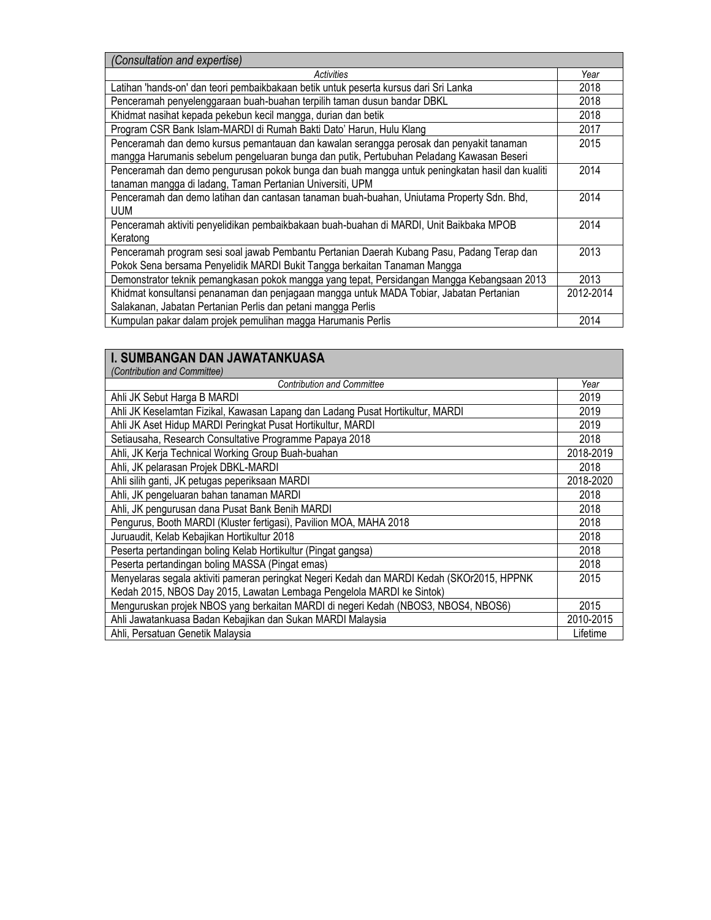*(Consultation and expertise)*

| *Activities* | *Year* |
|---|---|
| Latihan 'hands-on' dan teori pembaikbakaan betik untuk peserta kursus dari Sri Lanka | 2018 |
| Penceramah penyelenggaraan buah-buahan terpilih taman dusun bandar DBKL | 2018 |
| Khidmat nasihat kepada pekebun kecil mangga, durian dan betik | 2018 |
| Program CSR Bank Islam-MARDI di Rumah Bakti Dato' Harun, Hulu Klang | 2017 |
| Penceramah dan demo kursus pemantauan dan kawalan serangga perosak dan penyakit tanaman mangga Harumanis sebelum pengeluaran bunga dan putik, Pertubuhan Peladang Kawasan Beseri | 2015 |
| Penceramah dan demo pengurusan pokok bunga dan buah mangga untuk peningkatan hasil dan kualiti tanaman mangga di ladang, Taman Pertanian Universiti, UPM | 2014 |
| Penceramah dan demo latihan dan cantasan tanaman buah-buahan, Uniutama Property Sdn. Bhd, UUM | 2014 |
| Penceramah aktiviti penyelidikan pembaikbakaan buah-buahan di MARDI, Unit Baikbaka MPOB Keratong | 2014 |
| Penceramah program sesi soal jawab Pembantu Pertanian Daerah Kubang Pasu, Padang Terap dan Pokok Sena bersama Penyelidik MARDI Bukit Tangga berkaitan Tanaman Mangga | 2013 |
| Demonstrator teknik pemangkasan pokok mangga yang tepat, Persidangan Mangga Kebangsaan 2013 | 2013 |
| Khidmat konsultansi penanaman dan penjagaan mangga untuk MADA Tobiar, Jabatan Pertanian Salakanan, Jabatan Pertanian Perlis dan petani mangga Perlis | 2012-2014 |
| Kumpulan pakar dalam projek pemulihan magga Harumanis Perlis | 2014 |

## I. SUMBANGAN DAN JAWATANKUASA

*(Contribution and Committee)*

| *Contribution and Committee* | *Year* |
|---|---|
| Ahli JK Sebut Harga B MARDI | 2019 |
| Ahli JK Keselamtan Fizikal, Kawasan Lapang dan Ladang Pusat Hortikultur, MARDI | 2019 |
| Ahli JK Aset Hidup MARDI Peringkat Pusat Hortikultur, MARDI | 2019 |
| Setiausaha, Research Consultative Programme Papaya 2018 | 2018 |
| Ahli, JK Kerja Technical Working Group Buah-buahan | 2018-2019 |
| Ahli, JK pelarasan Projek DBKL-MARDI | 2018 |
| Ahli silih ganti, JK petugas peperiksaan MARDI | 2018-2020 |
| Ahli, JK pengeluaran bahan tanaman MARDI | 2018 |
| Ahli, JK pengurusan dana Pusat Bank Benih MARDI | 2018 |
| Pengurus, Booth MARDI (Kluster fertigasi), Pavilion MOA, MAHA 2018 | 2018 |
| Juruaudit, Kelab Kebajikan Hortikultur 2018 | 2018 |
| Peserta pertandingan boling Kelab Hortikultur (Pingat gangsa) | 2018 |
| Peserta pertandingan boling MASSA (Pingat emas) | 2018 |
| Menyelaras segala aktiviti pameran peringkat Negeri Kedah dan MARDI Kedah (SKOr2015, HPPNK Kedah 2015, NBOS Day 2015, Lawatan Lembaga Pengelola MARDI ke Sintok) | 2015 |
| Menguruskan projek NBOS yang berkaitan MARDI di negeri Kedah (NBOS3, NBOS4, NBOS6) | 2015 |
| Ahli Jawatankuasa Badan Kebajikan dan Sukan MARDI Malaysia | 2010-2015 |
| Ahli, Persatuan Genetik Malaysia | Lifetime |